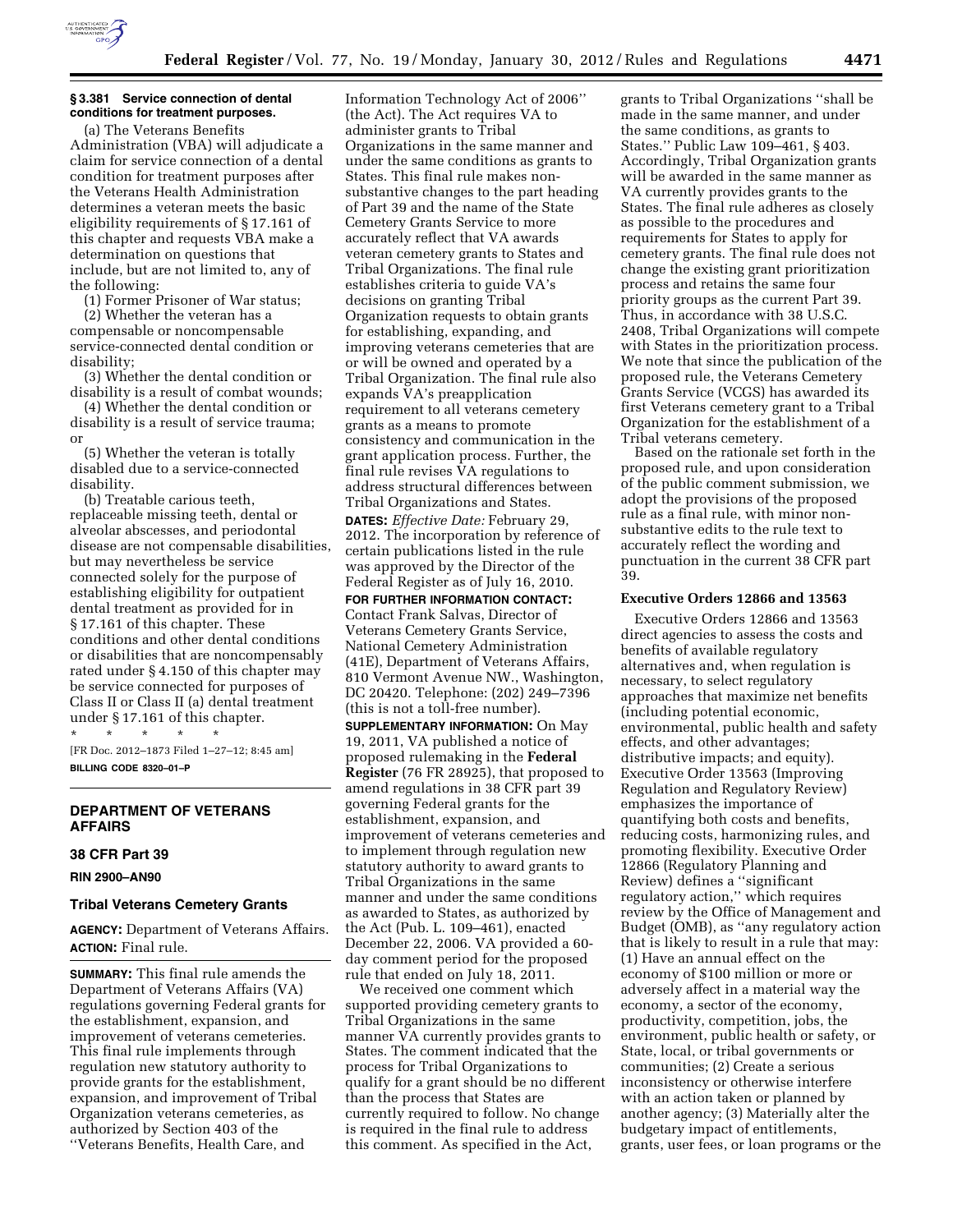### § 3.381 Service connection of dental conditions for treatment purposes.

(a) The Veterans Benefits Administration (VBA) will adjudicate a claim for service connection of a dental condition for treatment purposes after the Veterans Health Administration determines a veteran meets the basic eligibility requirements of § 17.161 of this chapter and requests VBA make a determination on questions that include, but are not limited to, any of the following:

(1) Former Prisoner of War status;

(2) Whether the veteran has a compensable or noncompensable service-connected dental condition or disability;

(3) Whether the dental condition or disability is a result of combat wounds;

(4) Whether the dental condition or disability is a result of service trauma; or

(5) Whether the veteran is totally disabled due to a service-connected disability.

(b) Treatable carious teeth, replaceable missing teeth, dental or alveolar abscesses, and periodontal disease are not compensable disabilities, but may nevertheless be service connected solely for the purpose of establishing eligibility for outpatient dental treatment as provided for in § 17.161 of this chapter. These conditions and other dental conditions or disabilities that are noncompensably rated under § 4.150 of this chapter may be service connected for purposes of Class II or Class II (a) dental treatment under § 17.161 of this chapter.

\* \* \* \* \*

[FR Doc. 2012–1873 Filed 1–27–12; 8:45 am]

**BILLING CODE 8320–01–P**

## DEPARTMENT OF VETERANS AFFAIRS

### 38 CFR Part 39

**RIN 2900–AN90**

### Tribal Veterans Cemetery Grants

**AGENCY:** Department of Veterans Affairs.

**ACTION:** Final rule.

**SUMMARY:** This final rule amends the Department of Veterans Affairs (VA) regulations governing Federal grants for the establishment, expansion, and improvement of veterans cemeteries. This final rule implements through regulation new statutory authority to provide grants for the establishment, expansion, and improvement of Tribal Organization veterans cemeteries, as authorized by Section 403 of the ''Veterans Benefits, Health Care, and Information Technology Act of 2006'' (the Act). The Act requires VA to administer grants to Tribal Organizations in the same manner and under the same conditions as grants to States. This final rule makes non-substantive changes to the part heading of Part 39 and the name of the State Cemetery Grants Service to more accurately reflect that VA awards veteran cemetery grants to States and Tribal Organizations. The final rule establishes criteria to guide VA's decisions on granting Tribal Organization requests to obtain grants for establishing, expanding, and improving veterans cemeteries that are or will be owned and operated by a Tribal Organization. The final rule also expands VA's preapplication requirement to all veterans cemetery grants as a means to promote consistency and communication in the grant application process. Further, the final rule revises VA regulations to address structural differences between Tribal Organizations and States.

**DATES:** *Effective Date:* February 29, 2012. The incorporation by reference of certain publications listed in the rule was approved by the Director of the Federal Register as of July 16, 2010.

**FOR FURTHER INFORMATION CONTACT:** Contact Frank Salvas, Director of Veterans Cemetery Grants Service, National Cemetery Administration (41E), Department of Veterans Affairs, 810 Vermont Avenue NW., Washington, DC 20420. Telephone: (202) 249–7396 (this is not a toll-free number).

**SUPPLEMENTARY INFORMATION:** On May 19, 2011, VA published a notice of proposed rulemaking in the **Federal Register** (76 FR 28925), that proposed to amend regulations in 38 CFR part 39 governing Federal grants for the establishment, expansion, and improvement of veterans cemeteries and to implement through regulation new statutory authority to award grants to Tribal Organizations in the same manner and under the same conditions as awarded to States, as authorized by the Act (Pub. L. 109–461), enacted December 22, 2006. VA provided a 60-day comment period for the proposed rule that ended on July 18, 2011.

We received one comment which supported providing cemetery grants to Tribal Organizations in the same manner VA currently provides grants to States. The comment indicated that the process for Tribal Organizations to qualify for a grant should be no different than the process that States are currently required to follow. No change is required in the final rule to address this comment. As specified in the Act, grants to Tribal Organizations ''shall be made in the same manner, and under the same conditions, as grants to States.'' Public Law 109–461, § 403. Accordingly, Tribal Organization grants will be awarded in the same manner as VA currently provides grants to the States. The final rule adheres as closely as possible to the procedures and requirements for States to apply for cemetery grants. The final rule does not change the existing grant prioritization process and retains the same four priority groups as the current Part 39. Thus, in accordance with 38 U.S.C. 2408, Tribal Organizations will compete with States in the prioritization process. We note that since the publication of the proposed rule, the Veterans Cemetery Grants Service (VCGS) has awarded its first Veterans cemetery grant to a Tribal Organization for the establishment of a Tribal veterans cemetery.

Based on the rationale set forth in the proposed rule, and upon consideration of the public comment submission, we adopt the provisions of the proposed rule as a final rule, with minor non-substantive edits to the rule text to accurately reflect the wording and punctuation in the current 38 CFR part 39.

### Executive Orders 12866 and 13563

Executive Orders 12866 and 13563 direct agencies to assess the costs and benefits of available regulatory alternatives and, when regulation is necessary, to select regulatory approaches that maximize net benefits (including potential economic, environmental, public health and safety effects, and other advantages; distributive impacts; and equity). Executive Order 13563 (Improving Regulation and Regulatory Review) emphasizes the importance of quantifying both costs and benefits, reducing costs, harmonizing rules, and promoting flexibility. Executive Order 12866 (Regulatory Planning and Review) defines a ''significant regulatory action,'' which requires review by the Office of Management and Budget (OMB), as ''any regulatory action that is likely to result in a rule that may: (1) Have an annual effect on the economy of $100 million or more or adversely affect in a material way the economy, a sector of the economy, productivity, competition, jobs, the environment, public health or safety, or State, local, or tribal governments or communities; (2) Create a serious inconsistency or otherwise interfere with an action taken or planned by another agency; (3) Materially alter the budgetary impact of entitlements, grants, user fees, or loan programs or the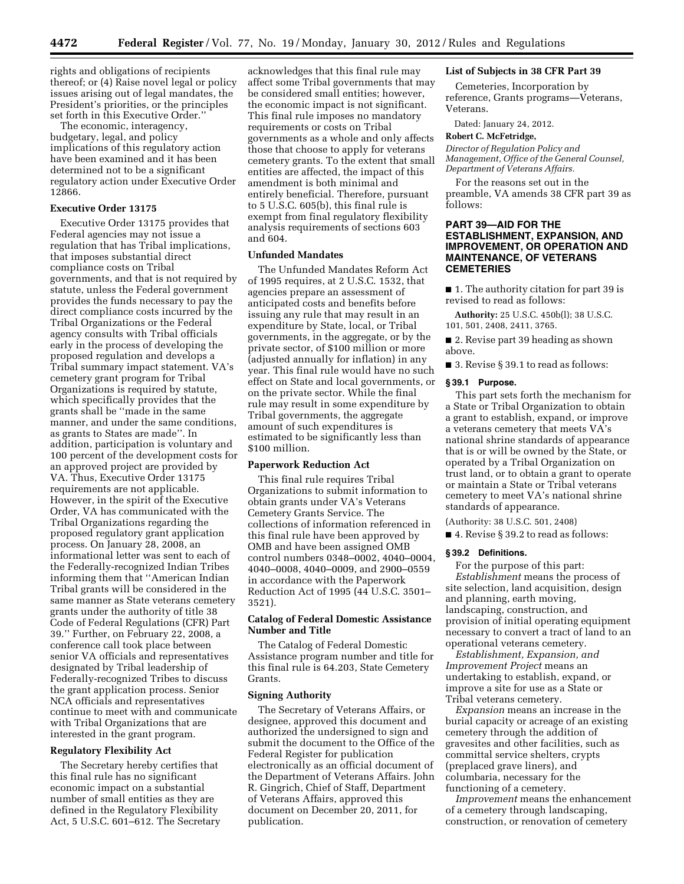rights and obligations of recipients thereof; or (4) Raise novel legal or policy issues arising out of legal mandates, the President's priorities, or the principles set forth in this Executive Order.''

The economic, interagency, budgetary, legal, and policy implications of this regulatory action have been examined and it has been determined not to be a significant regulatory action under Executive Order 12866.

**Executive Order 13175**

Executive Order 13175 provides that Federal agencies may not issue a regulation that has Tribal implications, that imposes substantial direct compliance costs on Tribal governments, and that is not required by statute, unless the Federal government provides the funds necessary to pay the direct compliance costs incurred by the Tribal Organizations or the Federal agency consults with Tribal officials early in the process of developing the proposed regulation and develops a Tribal summary impact statement. VA's cemetery grant program for Tribal Organizations is required by statute, which specifically provides that the grants shall be ''made in the same manner, and under the same conditions, as grants to States are made''. In addition, participation is voluntary and 100 percent of the development costs for an approved project are provided by VA. Thus, Executive Order 13175 requirements are not applicable. However, in the spirit of the Executive Order, VA has communicated with the Tribal Organizations regarding the proposed regulatory grant application process. On January 28, 2008, an informational letter was sent to each of the Federally-recognized Indian Tribes informing them that ''American Indian Tribal grants will be considered in the same manner as State veterans cemetery grants under the authority of title 38 Code of Federal Regulations (CFR) Part 39.'' Further, on February 22, 2008, a conference call took place between senior VA officials and representatives designated by Tribal leadership of Federally-recognized Tribes to discuss the grant application process. Senior NCA officials and representatives continue to meet with and communicate with Tribal Organizations that are interested in the grant program.

**Regulatory Flexibility Act**

The Secretary hereby certifies that this final rule has no significant economic impact on a substantial number of small entities as they are defined in the Regulatory Flexibility Act, 5 U.S.C. 601–612. The Secretary acknowledges that this final rule may affect some Tribal governments that may be considered small entities; however, the economic impact is not significant. This final rule imposes no mandatory requirements or costs on Tribal governments as a whole and only affects those that choose to apply for veterans cemetery grants. To the extent that small entities are affected, the impact of this amendment is both minimal and entirely beneficial. Therefore, pursuant to 5 U.S.C. 605(b), this final rule is exempt from final regulatory flexibility analysis requirements of sections 603 and 604.

**Unfunded Mandates**

The Unfunded Mandates Reform Act of 1995 requires, at 2 U.S.C. 1532, that agencies prepare an assessment of anticipated costs and benefits before issuing any rule that may result in an expenditure by State, local, or Tribal governments, in the aggregate, or by the private sector, of $100 million or more (adjusted annually for inflation) in any year. This final rule would have no such effect on State and local governments, or on the private sector. While the final rule may result in some expenditure by Tribal governments, the aggregate amount of such expenditures is estimated to be significantly less than $100 million.

**Paperwork Reduction Act**

This final rule requires Tribal Organizations to submit information to obtain grants under VA's Veterans Cemetery Grants Service. The collections of information referenced in this final rule have been approved by OMB and have been assigned OMB control numbers 0348–0002, 4040–0004, 4040–0008, 4040–0009, and 2900–0559 in accordance with the Paperwork Reduction Act of 1995 (44 U.S.C. 3501–3521).

**Catalog of Federal Domestic Assistance Number and Title**

The Catalog of Federal Domestic Assistance program number and title for this final rule is 64.203, State Cemetery Grants.

**Signing Authority**

The Secretary of Veterans Affairs, or designee, approved this document and authorized the undersigned to sign and submit the document to the Office of the Federal Register for publication electronically as an official document of the Department of Veterans Affairs. John R. Gingrich, Chief of Staff, Department of Veterans Affairs, approved this document on December 20, 2011, for publication.

**List of Subjects in 38 CFR Part 39**

Cemeteries, Incorporation by reference, Grants programs—Veterans, Veterans.

Dated: January 24, 2012.

**Robert C. McFetridge,**

*Director of Regulation Policy and Management, Office of the General Counsel, Department of Veterans Affairs.*

For the reasons set out in the preamble, VA amends 38 CFR part 39 as follows:

## PART 39—AID FOR THE ESTABLISHMENT, EXPANSION, AND IMPROVEMENT, OR OPERATION AND MAINTENANCE, OF VETERANS CEMETERIES

■ 1. The authority citation for part 39 is revised to read as follows:

**Authority:** 25 U.S.C. 450b(l); 38 U.S.C. 101, 501, 2408, 2411, 3765.

■ 2. Revise part 39 heading as shown above.

■ 3. Revise § 39.1 to read as follows:

**§ 39.1 Purpose.**

This part sets forth the mechanism for a State or Tribal Organization to obtain a grant to establish, expand, or improve a veterans cemetery that meets VA's national shrine standards of appearance that is or will be owned by the State, or operated by a Tribal Organization on trust land, or to obtain a grant to operate or maintain a State or Tribal veterans cemetery to meet VA's national shrine standards of appearance.

(Authority: 38 U.S.C. 501, 2408)

■ 4. Revise § 39.2 to read as follows:

**§ 39.2 Definitions.**

For the purpose of this part:

*Establishment* means the process of site selection, land acquisition, design and planning, earth moving, landscaping, construction, and provision of initial operating equipment necessary to convert a tract of land to an operational veterans cemetery.

*Establishment, Expansion, and Improvement Project* means an undertaking to establish, expand, or improve a site for use as a State or Tribal veterans cemetery.

*Expansion* means an increase in the burial capacity or acreage of an existing cemetery through the addition of gravesites and other facilities, such as committal service shelters, crypts (preplaced grave liners), and columbaria, necessary for the functioning of a cemetery.

*Improvement* means the enhancement of a cemetery through landscaping, construction, or renovation of cemetery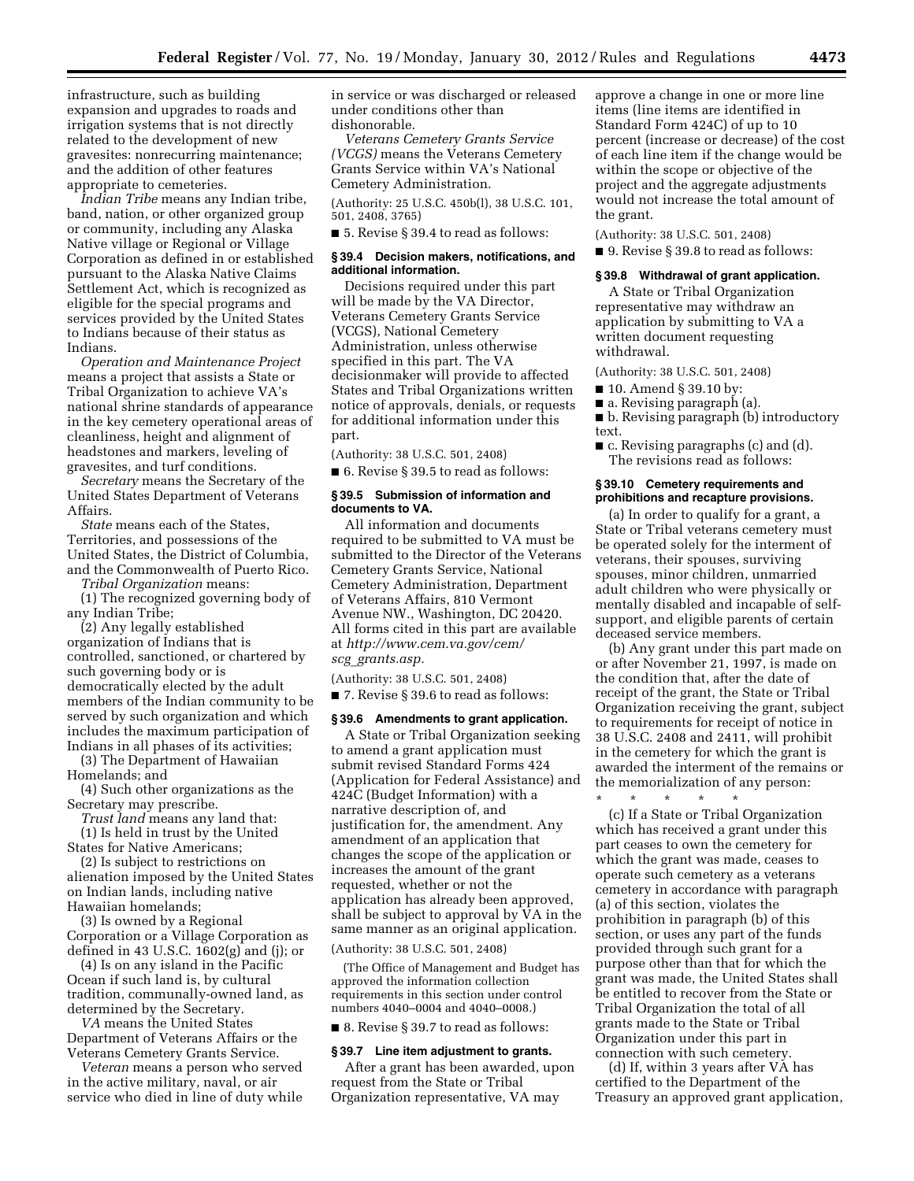infrastructure, such as building expansion and upgrades to roads and irrigation systems that is not directly related to the development of new gravesites: nonrecurring maintenance; and the addition of other features appropriate to cemeteries.

*Indian Tribe* means any Indian tribe, band, nation, or other organized group or community, including any Alaska Native village or Regional or Village Corporation as defined in or established pursuant to the Alaska Native Claims Settlement Act, which is recognized as eligible for the special programs and services provided by the United States to Indians because of their status as Indians.

*Operation and Maintenance Project* means a project that assists a State or Tribal Organization to achieve VA's national shrine standards of appearance in the key cemetery operational areas of cleanliness, height and alignment of headstones and markers, leveling of gravesites, and turf conditions.

*Secretary* means the Secretary of the United States Department of Veterans Affairs.

*State* means each of the States, Territories, and possessions of the United States, the District of Columbia, and the Commonwealth of Puerto Rico.

*Tribal Organization* means:

(1) The recognized governing body of any Indian Tribe;

(2) Any legally established organization of Indians that is controlled, sanctioned, or chartered by such governing body or is democratically elected by the adult members of the Indian community to be served by such organization and which includes the maximum participation of Indians in all phases of its activities;

(3) The Department of Hawaiian Homelands; and

(4) Such other organizations as the Secretary may prescribe.

*Trust land* means any land that:

(1) Is held in trust by the United States for Native Americans;

(2) Is subject to restrictions on alienation imposed by the United States on Indian lands, including native Hawaiian homelands;

(3) Is owned by a Regional Corporation or a Village Corporation as defined in 43 U.S.C. 1602(g) and (j); or

(4) Is on any island in the Pacific Ocean if such land is, by cultural tradition, communally-owned land, as determined by the Secretary.

*VA* means the United States Department of Veterans Affairs or the Veterans Cemetery Grants Service.

*Veteran* means a person who served in the active military, naval, or air service who died in line of duty while in service or was discharged or released under conditions other than dishonorable.

*Veterans Cemetery Grants Service (VCGS)* means the Veterans Cemetery Grants Service within VA's National Cemetery Administration.

(Authority: 25 U.S.C. 450b(l), 38 U.S.C. 101, 501, 2408, 3765)

■ 5. Revise § 39.4 to read as follows:

**§ 39.4 Decision makers, notifications, and additional information.**

Decisions required under this part will be made by the VA Director, Veterans Cemetery Grants Service (VCGS), National Cemetery Administration, unless otherwise specified in this part. The VA decisionmaker will provide to affected States and Tribal Organizations written notice of approvals, denials, or requests for additional information under this part.

(Authority: 38 U.S.C. 501, 2408)

■ 6. Revise § 39.5 to read as follows:

**§ 39.5 Submission of information and documents to VA.**

All information and documents required to be submitted to VA must be submitted to the Director of the Veterans Cemetery Grants Service, National Cemetery Administration, Department of Veterans Affairs, 810 Vermont Avenue NW., Washington, DC 20420. All forms cited in this part are available at *http://www.cem.va.gov/cem/scg_grants.asp.*

(Authority: 38 U.S.C. 501, 2408)

■ 7. Revise § 39.6 to read as follows:

**§ 39.6 Amendments to grant application.**

A State or Tribal Organization seeking to amend a grant application must submit revised Standard Forms 424 (Application for Federal Assistance) and 424C (Budget Information) with a narrative description of, and justification for, the amendment. Any amendment of an application that changes the scope of the application or increases the amount of the grant requested, whether or not the application has already been approved, shall be subject to approval by VA in the same manner as an original application.

(Authority: 38 U.S.C. 501, 2408)

(The Office of Management and Budget has approved the information collection requirements in this section under control numbers 4040–0004 and 4040–0008.)

■ 8. Revise § 39.7 to read as follows:

**§ 39.7 Line item adjustment to grants.**

After a grant has been awarded, upon request from the State or Tribal Organization representative, VA may approve a change in one or more line items (line items are identified in Standard Form 424C) of up to 10 percent (increase or decrease) of the cost of each line item if the change would be within the scope or objective of the project and the aggregate adjustments would not increase the total amount of the grant.

(Authority: 38 U.S.C. 501, 2408)

■ 9. Revise § 39.8 to read as follows:

**§ 39.8 Withdrawal of grant application.**

A State or Tribal Organization representative may withdraw an application by submitting to VA a written document requesting withdrawal.

(Authority: 38 U.S.C. 501, 2408)

■ 10. Amend § 39.10 by:

■ a. Revising paragraph (a).

■ b. Revising paragraph (b) introductory text.

■ c. Revising paragraphs (c) and (d).

The revisions read as follows:

**§ 39.10 Cemetery requirements and prohibitions and recapture provisions.**

(a) In order to qualify for a grant, a State or Tribal veterans cemetery must be operated solely for the interment of veterans, their spouses, surviving spouses, minor children, unmarried adult children who were physically or mentally disabled and incapable of self-support, and eligible parents of certain deceased service members.

(b) Any grant under this part made on or after November 21, 1997, is made on the condition that, after the date of receipt of the grant, the State or Tribal Organization receiving the grant, subject to requirements for receipt of notice in 38 U.S.C. 2408 and 2411, will prohibit in the cemetery for which the grant is awarded the interment of the remains or the memorialization of any person:

\* \* \* \* \*

(c) If a State or Tribal Organization which has received a grant under this part ceases to own the cemetery for which the grant was made, ceases to operate such cemetery as a veterans cemetery in accordance with paragraph (a) of this section, violates the prohibition in paragraph (b) of this section, or uses any part of the funds provided through such grant for a purpose other than that for which the grant was made, the United States shall be entitled to recover from the State or Tribal Organization the total of all grants made to the State or Tribal Organization under this part in connection with such cemetery.

(d) If, within 3 years after VA has certified to the Department of the Treasury an approved grant application,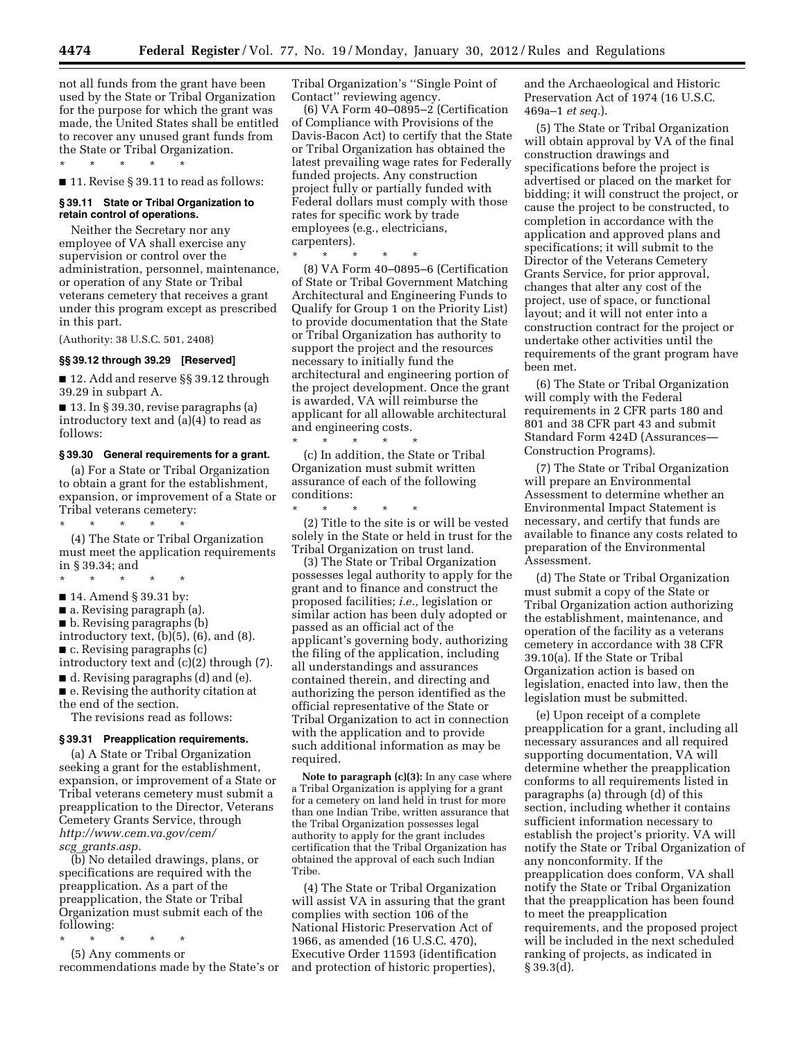not all funds from the grant have been used by the State or Tribal Organization for the purpose for which the grant was made, the United States shall be entitled to recover any unused grant funds from the State or Tribal Organization.

\* \* \* \* \*

■ 11. Revise § 39.11 to read as follows:

**§ 39.11 State or Tribal Organization to retain control of operations.**

Neither the Secretary nor any employee of VA shall exercise any supervision or control over the administration, personnel, maintenance, or operation of any State or Tribal veterans cemetery that receives a grant under this program except as prescribed in this part.

(Authority: 38 U.S.C. 501, 2408)

**§§ 39.12 through 39.29 [Reserved]**

■ 12. Add and reserve §§ 39.12 through 39.29 in subpart A.

■ 13. In § 39.30, revise paragraphs (a) introductory text and (a)(4) to read as follows:

**§ 39.30 General requirements for a grant.**

(a) For a State or Tribal Organization to obtain a grant for the establishment, expansion, or improvement of a State or Tribal veterans cemetery:

\* \* \* \* \*

(4) The State or Tribal Organization must meet the application requirements in § 39.34; and

\* \* \* \* \*

■ 14. Amend § 39.31 by:

■ a. Revising paragraph (a).

■ b. Revising paragraphs (b) introductory text, (b)(5), (6), and (8).

■ c. Revising paragraphs (c) introductory text and (c)(2) through (7).

■ d. Revising paragraphs (d) and (e).

■ e. Revising the authority citation at the end of the section.

The revisions read as follows:

**§ 39.31 Preapplication requirements.**

(a) A State or Tribal Organization seeking a grant for the establishment, expansion, or improvement of a State or Tribal veterans cemetery must submit a preapplication to the Director, Veterans Cemetery Grants Service, through *http://www.cem.va.gov/cem/scg_grants.asp.*

(b) No detailed drawings, plans, or specifications are required with the preapplication. As a part of the preapplication, the State or Tribal Organization must submit each of the following:

\* \* \* \* \*

(5) Any comments or recommendations made by the State's or Tribal Organization's ''Single Point of Contact'' reviewing agency.

(6) VA Form 40–0895–2 (Certification of Compliance with Provisions of the Davis-Bacon Act) to certify that the State or Tribal Organization has obtained the latest prevailing wage rates for Federally funded projects. Any construction project fully or partially funded with Federal dollars must comply with those rates for specific work by trade employees (e.g., electricians, carpenters).

\* \* \* \* \*

(8) VA Form 40–0895–6 (Certification of State or Tribal Government Matching Architectural and Engineering Funds to Qualify for Group 1 on the Priority List) to provide documentation that the State or Tribal Organization has authority to support the project and the resources necessary to initially fund the architectural and engineering portion of the project development. Once the grant is awarded, VA will reimburse the applicant for all allowable architectural and engineering costs.

\* \* \* \* \*

(c) In addition, the State or Tribal Organization must submit written assurance of each of the following conditions:

\* \* \* \* \*

(2) Title to the site is or will be vested solely in the State or held in trust for the Tribal Organization on trust land.

(3) The State or Tribal Organization possesses legal authority to apply for the grant and to finance and construct the proposed facilities; *i.e.,* legislation or similar action has been duly adopted or passed as an official act of the applicant's governing body, authorizing the filing of the application, including all understandings and assurances contained therein, and directing and authorizing the person identified as the official representative of the State or Tribal Organization to act in connection with the application and to provide such additional information as may be required.

**Note to paragraph (c)(3):** In any case where a Tribal Organization is applying for a grant for a cemetery on land held in trust for more than one Indian Tribe, written assurance that the Tribal Organization possesses legal authority to apply for the grant includes certification that the Tribal Organization has obtained the approval of each such Indian Tribe.

(4) The State or Tribal Organization will assist VA in assuring that the grant complies with section 106 of the National Historic Preservation Act of 1966, as amended (16 U.S.C. 470), Executive Order 11593 (identification and protection of historic properties), and the Archaeological and Historic Preservation Act of 1974 (16 U.S.C. 469a–1 *et seq.*).

(5) The State or Tribal Organization will obtain approval by VA of the final construction drawings and specifications before the project is advertised or placed on the market for bidding; it will construct the project, or cause the project to be constructed, to completion in accordance with the application and approved plans and specifications; it will submit to the Director of the Veterans Cemetery Grants Service, for prior approval, changes that alter any cost of the project, use of space, or functional layout; and it will not enter into a construction contract for the project or undertake other activities until the requirements of the grant program have been met.

(6) The State or Tribal Organization will comply with the Federal requirements in 2 CFR parts 180 and 801 and 38 CFR part 43 and submit Standard Form 424D (Assurances—Construction Programs).

(7) The State or Tribal Organization will prepare an Environmental Assessment to determine whether an Environmental Impact Statement is necessary, and certify that funds are available to finance any costs related to preparation of the Environmental Assessment.

(d) The State or Tribal Organization must submit a copy of the State or Tribal Organization action authorizing the establishment, maintenance, and operation of the facility as a veterans cemetery in accordance with 38 CFR 39.10(a). If the State or Tribal Organization action is based on legislation, enacted into law, then the legislation must be submitted.

(e) Upon receipt of a complete preapplication for a grant, including all necessary assurances and all required supporting documentation, VA will determine whether the preapplication conforms to all requirements listed in paragraphs (a) through (d) of this section, including whether it contains sufficient information necessary to establish the project's priority. VA will notify the State or Tribal Organization of any nonconformity. If the preapplication does conform, VA shall notify the State or Tribal Organization that the preapplication has been found to meet the preapplication requirements, and the proposed project will be included in the next scheduled ranking of projects, as indicated in § 39.3(d).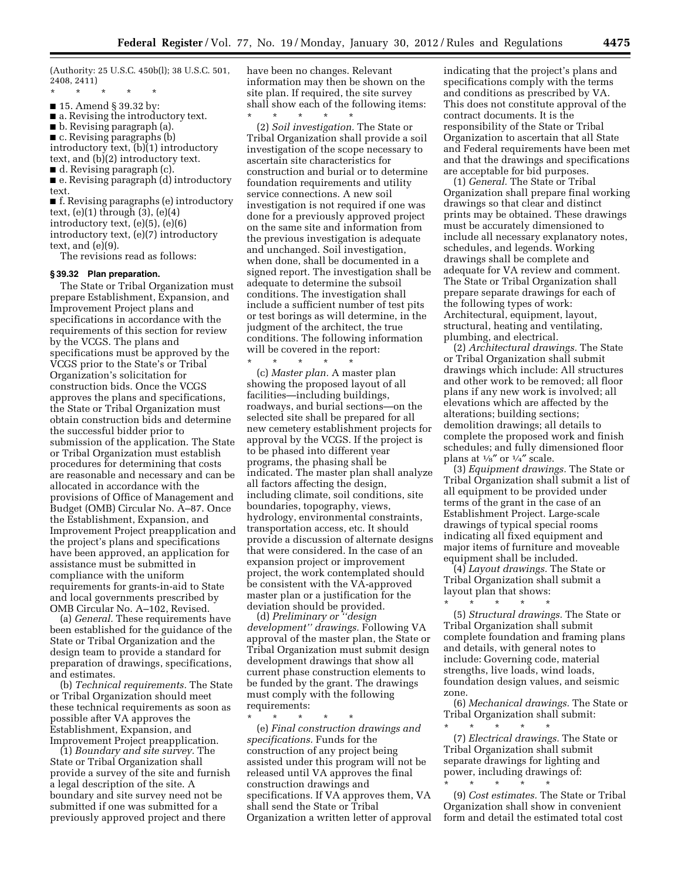(Authority: 25 U.S.C. 450b(l); 38 U.S.C. 501, 2408, 2411)

\* \* \* \* \*

■ 15. Amend § 39.32 by:

■ a. Revising the introductory text.

■ b. Revising paragraph (a).

■ c. Revising paragraphs (b) introductory text, (b)(1) introductory text, and (b)(2) introductory text.

■ d. Revising paragraph (c).

■ e. Revising paragraph (d) introductory text.

■ f. Revising paragraphs (e) introductory text, (e)(1) through (3), (e)(4) introductory text, (e)(5), (e)(6) introductory text, (e)(7) introductory text, and (e)(9).

The revisions read as follows:

### § 39.32 Plan preparation.

The State or Tribal Organization must prepare Establishment, Expansion, and Improvement Project plans and specifications in accordance with the requirements of this section for review by the VCGS. The plans and specifications must be approved by the VCGS prior to the State's or Tribal Organization's solicitation for construction bids. Once the VCGS approves the plans and specifications, the State or Tribal Organization must obtain construction bids and determine the successful bidder prior to submission of the application. The State or Tribal Organization must establish procedures for determining that costs are reasonable and necessary and can be allocated in accordance with the provisions of Office of Management and Budget (OMB) Circular No. A–87. Once the Establishment, Expansion, and Improvement Project preapplication and the project's plans and specifications have been approved, an application for assistance must be submitted in compliance with the uniform requirements for grants-in-aid to State and local governments prescribed by OMB Circular No. A–102, Revised.

(a) *General.* These requirements have been established for the guidance of the State or Tribal Organization and the design team to provide a standard for preparation of drawings, specifications, and estimates.

(b) *Technical requirements.* The State or Tribal Organization should meet these technical requirements as soon as possible after VA approves the Establishment, Expansion, and Improvement Project preapplication.

(1) *Boundary and site survey.* The State or Tribal Organization shall provide a survey of the site and furnish a legal description of the site. A boundary and site survey need not be submitted if one was submitted for a previously approved project and there have been no changes. Relevant information may then be shown on the site plan. If required, the site survey shall show each of the following items:

\* \* \* \* \*

(2) *Soil investigation.* The State or Tribal Organization shall provide a soil investigation of the scope necessary to ascertain site characteristics for construction and burial or to determine foundation requirements and utility service connections. A new soil investigation is not required if one was done for a previously approved project on the same site and information from the previous investigation is adequate and unchanged. Soil investigation, when done, shall be documented in a signed report. The investigation shall be adequate to determine the subsoil conditions. The investigation shall include a sufficient number of test pits or test borings as will determine, in the judgment of the architect, the true conditions. The following information will be covered in the report:

\* \* \* \* \*

(c) *Master plan.* A master plan showing the proposed layout of all facilities—including buildings, roadways, and burial sections—on the selected site shall be prepared for all new cemetery establishment projects for approval by the VCGS. If the project is to be phased into different year programs, the phasing shall be indicated. The master plan shall analyze all factors affecting the design, including climate, soil conditions, site boundaries, topography, views, hydrology, environmental constraints, transportation access, etc. It should provide a discussion of alternate designs that were considered. In the case of an expansion project or improvement project, the work contemplated should be consistent with the VA-approved master plan or a justification for the deviation should be provided.

(d) *Preliminary or "design development" drawings.* Following VA approval of the master plan, the State or Tribal Organization must submit design development drawings that show all current phase construction elements to be funded by the grant. The drawings must comply with the following requirements:

\* \* \* \* \*

(e) *Final construction drawings and specifications.* Funds for the construction of any project being assisted under this program will not be released until VA approves the final construction drawings and specifications. If VA approves them, VA shall send the State or Tribal Organization a written letter of approval indicating that the project's plans and specifications comply with the terms and conditions as prescribed by VA. This does not constitute approval of the contract documents. It is the responsibility of the State or Tribal Organization to ascertain that all State and Federal requirements have been met and that the drawings and specifications are acceptable for bid purposes.

(1) *General.* The State or Tribal Organization shall prepare final working drawings so that clear and distinct prints may be obtained. These drawings must be accurately dimensioned to include all necessary explanatory notes, schedules, and legends. Working drawings shall be complete and adequate for VA review and comment. The State or Tribal Organization shall prepare separate drawings for each of the following types of work: Architectural, equipment, layout, structural, heating and ventilating, plumbing, and electrical.

(2) *Architectural drawings.* The State or Tribal Organization shall submit drawings which include: All structures and other work to be removed; all floor plans if any new work is involved; all elevations which are affected by the alterations; building sections; demolition drawings; all details to complete the proposed work and finish schedules; and fully dimensioned floor plans at ⅛″ or ¼″ scale.

(3) *Equipment drawings.* The State or Tribal Organization shall submit a list of all equipment to be provided under terms of the grant in the case of an Establishment Project. Large-scale drawings of typical special rooms indicating all fixed equipment and major items of furniture and moveable equipment shall be included.

(4) *Layout drawings.* The State or Tribal Organization shall submit a layout plan that shows:

\* \* \* \* \*

(5) *Structural drawings.* The State or Tribal Organization shall submit complete foundation and framing plans and details, with general notes to include: Governing code, material strengths, live loads, wind loads, foundation design values, and seismic zone.

(6) *Mechanical drawings.* The State or Tribal Organization shall submit:

\* \* \* \* \*

(7) *Electrical drawings.* The State or Tribal Organization shall submit separate drawings for lighting and power, including drawings of:

\* \* \* \* \*

(9) *Cost estimates.* The State or Tribal Organization shall show in convenient form and detail the estimated total cost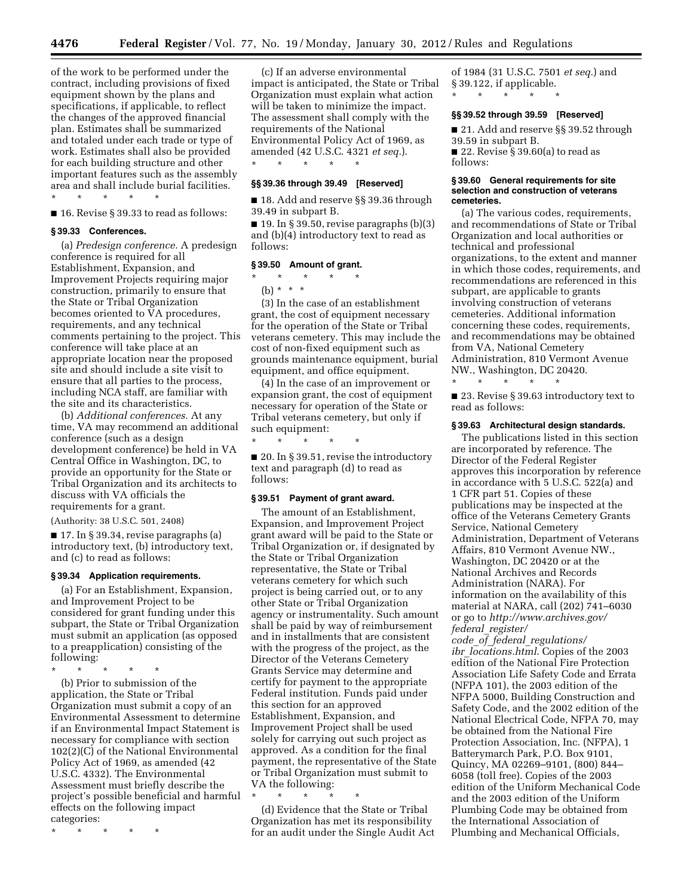of the work to be performed under the contract, including provisions of fixed equipment shown by the plans and specifications, if applicable, to reflect the changes of the approved financial plan. Estimates shall be summarized and totaled under each trade or type of work. Estimates shall also be provided for each building structure and other important features such as the assembly area and shall include burial facilities.

\* \* \* \* \*

■ 16. Revise § 39.33 to read as follows:

**§ 39.33 Conferences.**

(a) *Predesign conference.* A predesign conference is required for all Establishment, Expansion, and Improvement Projects requiring major construction, primarily to ensure that the State or Tribal Organization becomes oriented to VA procedures, requirements, and any technical comments pertaining to the project. This conference will take place at an appropriate location near the proposed site and should include a site visit to ensure that all parties to the process, including NCA staff, are familiar with the site and its characteristics.

(b) *Additional conferences.* At any time, VA may recommend an additional conference (such as a design development conference) be held in VA Central Office in Washington, DC, to provide an opportunity for the State or Tribal Organization and its architects to discuss with VA officials the requirements for a grant.

(Authority: 38 U.S.C. 501, 2408)

■ 17. In § 39.34, revise paragraphs (a) introductory text, (b) introductory text, and (c) to read as follows:

**§ 39.34 Application requirements.**

(a) For an Establishment, Expansion, and Improvement Project to be considered for grant funding under this subpart, the State or Tribal Organization must submit an application (as opposed to a preapplication) consisting of the following:

\* \* \* \* \*

(b) Prior to submission of the application, the State or Tribal Organization must submit a copy of an Environmental Assessment to determine if an Environmental Impact Statement is necessary for compliance with section 102(2)(C) of the National Environmental Policy Act of 1969, as amended (42 U.S.C. 4332). The Environmental Assessment must briefly describe the project's possible beneficial and harmful effects on the following impact categories:

\* \* \* \* \*

(c) If an adverse environmental impact is anticipated, the State or Tribal Organization must explain what action will be taken to minimize the impact. The assessment shall comply with the requirements of the National Environmental Policy Act of 1969, as amended (42 U.S.C. 4321 *et seq.*).

\* \* \* \* \*

**§§ 39.36 through 39.49 [Reserved]**

■ 18. Add and reserve §§ 39.36 through 39.49 in subpart B.

■ 19. In § 39.50, revise paragraphs (b)(3) and (b)(4) introductory text to read as follows:

**§ 39.50 Amount of grant.**

\* \* \* \* \*

(b) \* \* \*

(3) In the case of an establishment grant, the cost of equipment necessary for the operation of the State or Tribal veterans cemetery. This may include the cost of non-fixed equipment such as grounds maintenance equipment, burial equipment, and office equipment.

(4) In the case of an improvement or expansion grant, the cost of equipment necessary for operation of the State or Tribal veterans cemetery, but only if such equipment:

\* \* \* \* \*

■ 20. In § 39.51, revise the introductory text and paragraph (d) to read as follows:

**§ 39.51 Payment of grant award.**

The amount of an Establishment, Expansion, and Improvement Project grant award will be paid to the State or Tribal Organization or, if designated by the State or Tribal Organization representative, the State or Tribal veterans cemetery for which such project is being carried out, or to any other State or Tribal Organization agency or instrumentality. Such amount shall be paid by way of reimbursement and in installments that are consistent with the progress of the project, as the Director of the Veterans Cemetery Grants Service may determine and certify for payment to the appropriate Federal institution. Funds paid under this section for an approved Establishment, Expansion, and Improvement Project shall be used solely for carrying out such project as approved. As a condition for the final payment, the representative of the State or Tribal Organization must submit to VA the following:

\* \* \* \* \*

(d) Evidence that the State or Tribal Organization has met its responsibility for an audit under the Single Audit Act of 1984 (31 U.S.C. 7501 *et seq.*) and § 39.122, if applicable.

\* \* \* \* \*

**§§ 39.52 through 39.59 [Reserved]**

■ 21. Add and reserve §§ 39.52 through 39.59 in subpart B.

■ 22. Revise § 39.60(a) to read as follows:

**§ 39.60 General requirements for site selection and construction of veterans cemeteries.**

(a) The various codes, requirements, and recommendations of State or Tribal Organization and local authorities or technical and professional organizations, to the extent and manner in which those codes, requirements, and recommendations are referenced in this subpart, are applicable to grants involving construction of veterans cemeteries. Additional information concerning these codes, requirements, and recommendations may be obtained from VA, National Cemetery Administration, 810 Vermont Avenue NW., Washington, DC 20420.

\* \* \* \* \*

■ 23. Revise § 39.63 introductory text to read as follows:

**§ 39.63 Architectural design standards.**

The publications listed in this section are incorporated by reference. The Director of the Federal Register approves this incorporation by reference in accordance with 5 U.S.C. 522(a) and 1 CFR part 51. Copies of these publications may be inspected at the office of the Veterans Cemetery Grants Service, National Cemetery Administration, Department of Veterans Affairs, 810 Vermont Avenue NW., Washington, DC 20420 or at the National Archives and Records Administration (NARA). For information on the availability of this material at NARA, call (202) 741–6030 or go to *http://www.archives.gov/federal_register/code_of_federal_regulations/ibr_locations.html*. Copies of the 2003 edition of the National Fire Protection Association Life Safety Code and Errata (NFPA 101), the 2003 edition of the NFPA 5000, Building Construction and Safety Code, and the 2002 edition of the National Electrical Code, NFPA 70, may be obtained from the National Fire Protection Association, Inc. (NFPA), 1 Batterymarch Park, P.O. Box 9101, Quincy, MA 02269–9101, (800) 844–6058 (toll free). Copies of the 2003 edition of the Uniform Mechanical Code and the 2003 edition of the Uniform Plumbing Code may be obtained from the International Association of Plumbing and Mechanical Officials,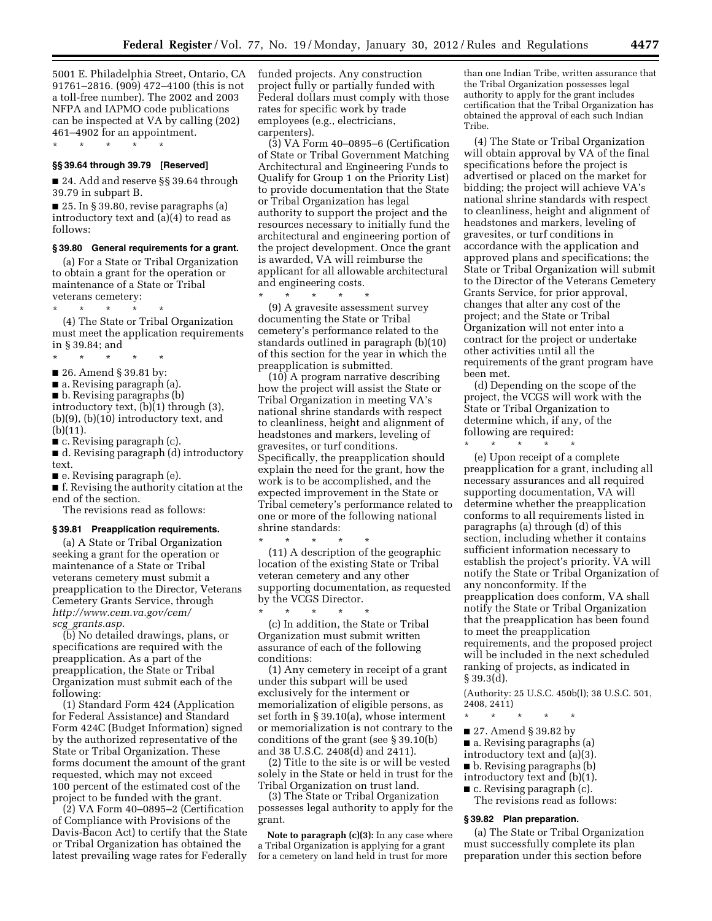5001 E. Philadelphia Street, Ontario, CA 91761–2816. (909) 472–4100 (this is not a toll-free number). The 2002 and 2003 NFPA and IAPMO code publications can be inspected at VA by calling (202) 461–4902 for an appointment.

\* \* \* \* \*

### §§ 39.64 through 39.79 [Reserved]

■ 24. Add and reserve §§ 39.64 through 39.79 in subpart B.

■ 25. In § 39.80, revise paragraphs (a) introductory text and (a)(4) to read as follows:

### § 39.80 General requirements for a grant.

(a) For a State or Tribal Organization to obtain a grant for the operation or maintenance of a State or Tribal veterans cemetery:

\* \* \* \* \*

(4) The State or Tribal Organization must meet the application requirements in § 39.84; and

\* \* \* \* \*

■ 26. Amend § 39.81 by:

■ a. Revising paragraph (a).

■ b. Revising paragraphs (b) introductory text, (b)(1) through (3), (b)(9), (b)(10) introductory text, and (b)(11).

■ c. Revising paragraph (c).

■ d. Revising paragraph (d) introductory text.

■ e. Revising paragraph (e).

■ f. Revising the authority citation at the end of the section.

The revisions read as follows:

### § 39.81 Preapplication requirements.

(a) A State or Tribal Organization seeking a grant for the operation or maintenance of a State or Tribal veterans cemetery must submit a preapplication to the Director, Veterans Cemetery Grants Service, through *http://www.cem.va.gov/cem/scg_grants.asp.*

(b) No detailed drawings, plans, or specifications are required with the preapplication. As a part of the preapplication, the State or Tribal Organization must submit each of the following:

(1) Standard Form 424 (Application for Federal Assistance) and Standard Form 424C (Budget Information) signed by the authorized representative of the State or Tribal Organization. These forms document the amount of the grant requested, which may not exceed 100 percent of the estimated cost of the project to be funded with the grant.

(2) VA Form 40–0895–2 (Certification of Compliance with Provisions of the Davis-Bacon Act) to certify that the State or Tribal Organization has obtained the latest prevailing wage rates for Federally funded projects. Any construction project fully or partially funded with Federal dollars must comply with those rates for specific work by trade employees (e.g., electricians, carpenters).

(3) VA Form 40–0895–6 (Certification of State or Tribal Government Matching Architectural and Engineering Funds to Qualify for Group 1 on the Priority List) to provide documentation that the State or Tribal Organization has legal authority to support the project and the resources necessary to initially fund the architectural and engineering portion of the project development. Once the grant is awarded, VA will reimburse the applicant for all allowable architectural and engineering costs.

\* \* \* \* \*

(9) A gravesite assessment survey documenting the State or Tribal cemetery's performance related to the standards outlined in paragraph (b)(10) of this section for the year in which the preapplication is submitted.

(10) A program narrative describing how the project will assist the State or Tribal Organization in meeting VA's national shrine standards with respect to cleanliness, height and alignment of headstones and markers, leveling of gravesites, or turf conditions. Specifically, the preapplication should explain the need for the grant, how the work is to be accomplished, and the expected improvement in the State or Tribal cemetery's performance related to one or more of the following national shrine standards:

\* \* \* \* \*

(11) A description of the geographic location of the existing State or Tribal veteran cemetery and any other supporting documentation, as requested by the VCGS Director.

\* \* \* \* \*

(c) In addition, the State or Tribal Organization must submit written assurance of each of the following conditions:

(1) Any cemetery in receipt of a grant under this subpart will be used exclusively for the interment or memorialization of eligible persons, as set forth in § 39.10(a), whose interment or memorialization is not contrary to the conditions of the grant (see § 39.10(b) and 38 U.S.C. 2408(d) and 2411).

(2) Title to the site is or will be vested solely in the State or held in trust for the Tribal Organization on trust land.

(3) The State or Tribal Organization possesses legal authority to apply for the grant.

**Note to paragraph (c)(3):** In any case where a Tribal Organization is applying for a grant for a cemetery on land held in trust for more than one Indian Tribe, written assurance that the Tribal Organization possesses legal authority to apply for the grant includes certification that the Tribal Organization has obtained the approval of each such Indian Tribe.

(4) The State or Tribal Organization will obtain approval by VA of the final specifications before the project is advertised or placed on the market for bidding; the project will achieve VA's national shrine standards with respect to cleanliness, height and alignment of headstones and markers, leveling of gravesites, or turf conditions in accordance with the application and approved plans and specifications; the State or Tribal Organization will submit to the Director of the Veterans Cemetery Grants Service, for prior approval, changes that alter any cost of the project; and the State or Tribal Organization will not enter into a contract for the project or undertake other activities until all the requirements of the grant program have been met.

(d) Depending on the scope of the project, the VCGS will work with the State or Tribal Organization to determine which, if any, of the following are required:

\* \* \* \* \*

(e) Upon receipt of a complete preapplication for a grant, including all necessary assurances and all required supporting documentation, VA will determine whether the preapplication conforms to all requirements listed in paragraphs (a) through (d) of this section, including whether it contains sufficient information necessary to establish the project's priority. VA will notify the State or Tribal Organization of any nonconformity. If the preapplication does conform, VA shall notify the State or Tribal Organization that the preapplication has been found to meet the preapplication requirements, and the proposed project will be included in the next scheduled ranking of projects, as indicated in § 39.3(d).

(Authority: 25 U.S.C. 450b(l); 38 U.S.C. 501, 2408, 2411)

\* \* \* \* \*

■ 27. Amend § 39.82 by

■ a. Revising paragraphs (a) introductory text and (a)(3).

■ b. Revising paragraphs (b) introductory text and (b)(1).

■ c. Revising paragraph (c).

The revisions read as follows:

### § 39.82 Plan preparation.

(a) The State or Tribal Organization must successfully complete its plan preparation under this section before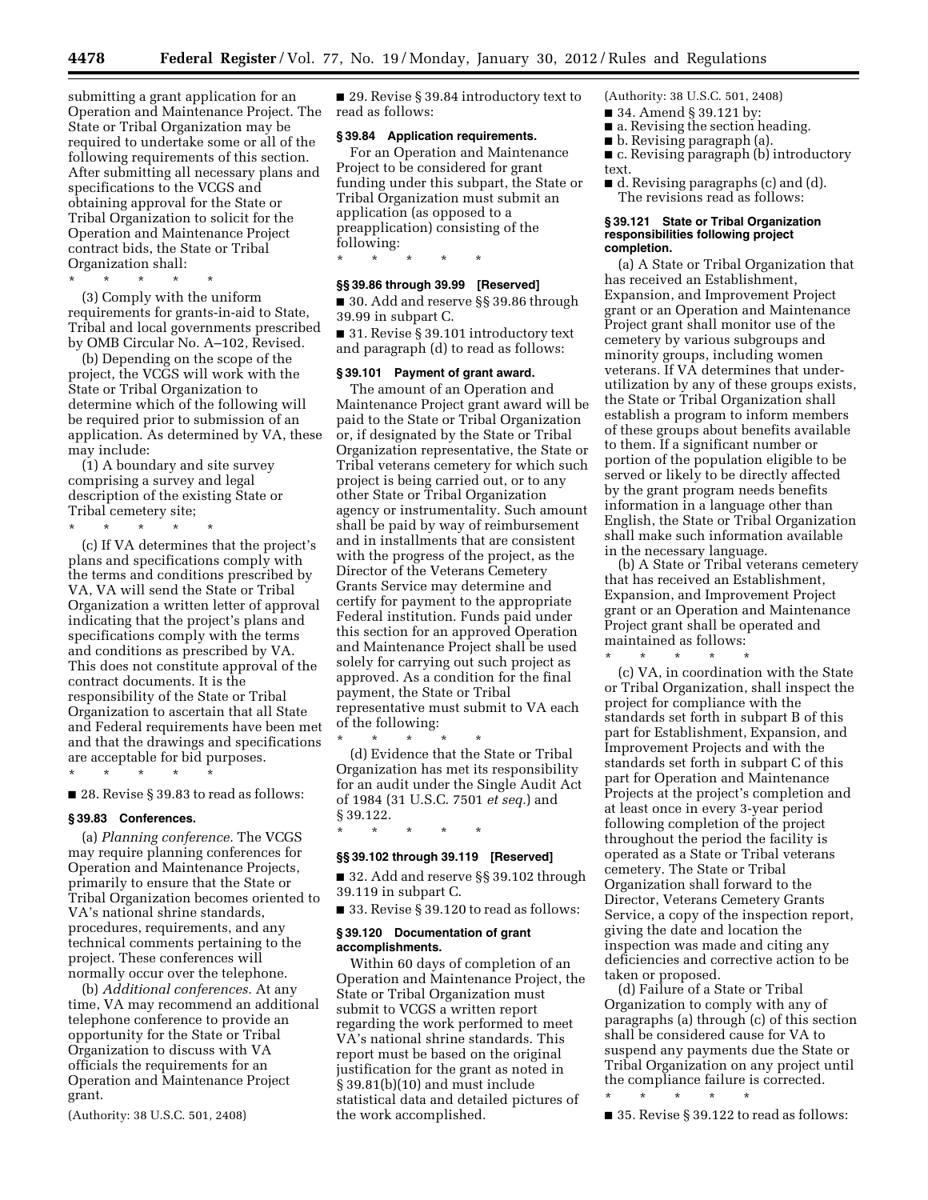submitting a grant application for an Operation and Maintenance Project. The State or Tribal Organization may be required to undertake some or all of the following requirements of this section. After submitting all necessary plans and specifications to the VCGS and obtaining approval for the State or Tribal Organization to solicit for the Operation and Maintenance Project contract bids, the State or Tribal Organization shall:

\* \* \* \* \*

(3) Comply with the uniform requirements for grants-in-aid to State, Tribal and local governments prescribed by OMB Circular No. A–102, Revised.

(b) Depending on the scope of the project, the VCGS will work with the State or Tribal Organization to determine which of the following will be required prior to submission of an application. As determined by VA, these may include:

(1) A boundary and site survey comprising a survey and legal description of the existing State or Tribal cemetery site;

\* \* \* \* \*

(c) If VA determines that the project's plans and specifications comply with the terms and conditions prescribed by VA, VA will send the State or Tribal Organization a written letter of approval indicating that the project's plans and specifications comply with the terms and conditions as prescribed by VA. This does not constitute approval of the contract documents. It is the responsibility of the State or Tribal Organization to ascertain that all State and Federal requirements have been met and that the drawings and specifications are acceptable for bid purposes.

\* \* \* \* \*

■ 28. Revise § 39.83 to read as follows:

**§ 39.83 Conferences.**

(a) *Planning conference.* The VCGS may require planning conferences for Operation and Maintenance Projects, primarily to ensure that the State or Tribal Organization becomes oriented to VA's national shrine standards, procedures, requirements, and any technical comments pertaining to the project. These conferences will normally occur over the telephone.

(b) *Additional conferences.* At any time, VA may recommend an additional telephone conference to provide an opportunity for the State or Tribal Organization to discuss with VA officials the requirements for an Operation and Maintenance Project grant.

(Authority: 38 U.S.C. 501, 2408)

■ 29. Revise § 39.84 introductory text to read as follows:

**§ 39.84 Application requirements.**

For an Operation and Maintenance Project to be considered for grant funding under this subpart, the State or Tribal Organization must submit an application (as opposed to a preapplication) consisting of the following:

\* \* \* \* \*

**§§ 39.86 through 39.99 [Reserved]**

■ 30. Add and reserve §§ 39.86 through 39.99 in subpart C.

■ 31. Revise § 39.101 introductory text and paragraph (d) to read as follows:

**§ 39.101 Payment of grant award.**

The amount of an Operation and Maintenance Project grant award will be paid to the State or Tribal Organization or, if designated by the State or Tribal Organization representative, the State or Tribal veterans cemetery for which such project is being carried out, or to any other State or Tribal Organization agency or instrumentality. Such amount shall be paid by way of reimbursement and in installments that are consistent with the progress of the project, as the Director of the Veterans Cemetery Grants Service may determine and certify for payment to the appropriate Federal institution. Funds paid under this section for an approved Operation and Maintenance Project shall be used solely for carrying out such project as approved. As a condition for the final payment, the State or Tribal representative must submit to VA each of the following:

\* \* \* \* \*

(d) Evidence that the State or Tribal Organization has met its responsibility for an audit under the Single Audit Act of 1984 (31 U.S.C. 7501 *et seq.*) and § 39.122.

\* \* \* \* \*

**§§ 39.102 through 39.119 [Reserved]**

■ 32. Add and reserve §§ 39.102 through 39.119 in subpart C.

■ 33. Revise § 39.120 to read as follows:

**§ 39.120 Documentation of grant accomplishments.**

Within 60 days of completion of an Operation and Maintenance Project, the State or Tribal Organization must submit to VCGS a written report regarding the work performed to meet VA's national shrine standards. This report must be based on the original justification for the grant as noted in § 39.81(b)(10) and must include statistical data and detailed pictures of the work accomplished.

(Authority: 38 U.S.C. 501, 2408)

■ 34. Amend § 39.121 by:

■ a. Revising the section heading.

■ b. Revising paragraph (a).

■ c. Revising paragraph (b) introductory text.

■ d. Revising paragraphs (c) and (d).

The revisions read as follows:

**§ 39.121 State or Tribal Organization responsibilities following project completion.**

(a) A State or Tribal Organization that has received an Establishment, Expansion, and Improvement Project grant or an Operation and Maintenance Project grant shall monitor use of the cemetery by various subgroups and minority groups, including women veterans. If VA determines that under-utilization by any of these groups exists, the State or Tribal Organization shall establish a program to inform members of these groups about benefits available to them. If a significant number or portion of the population eligible to be served or likely to be directly affected by the grant program needs benefits information in a language other than English, the State or Tribal Organization shall make such information available in the necessary language.

(b) A State or Tribal veterans cemetery that has received an Establishment, Expansion, and Improvement Project grant or an Operation and Maintenance Project grant shall be operated and maintained as follows:

\* \* \* \* \*

(c) VA, in coordination with the State or Tribal Organization, shall inspect the project for compliance with the standards set forth in subpart B of this part for Establishment, Expansion, and Improvement Projects and with the standards set forth in subpart C of this part for Operation and Maintenance Projects at the project's completion and at least once in every 3-year period following completion of the project throughout the period the facility is operated as a State or Tribal veterans cemetery. The State or Tribal Organization shall forward to the Director, Veterans Cemetery Grants Service, a copy of the inspection report, giving the date and location the inspection was made and citing any deficiencies and corrective action to be taken or proposed.

(d) Failure of a State or Tribal Organization to comply with any of paragraphs (a) through (c) of this section shall be considered cause for VA to suspend any payments due the State or Tribal Organization on any project until the compliance failure is corrected.

\* \* \* \* \*

■ 35. Revise § 39.122 to read as follows: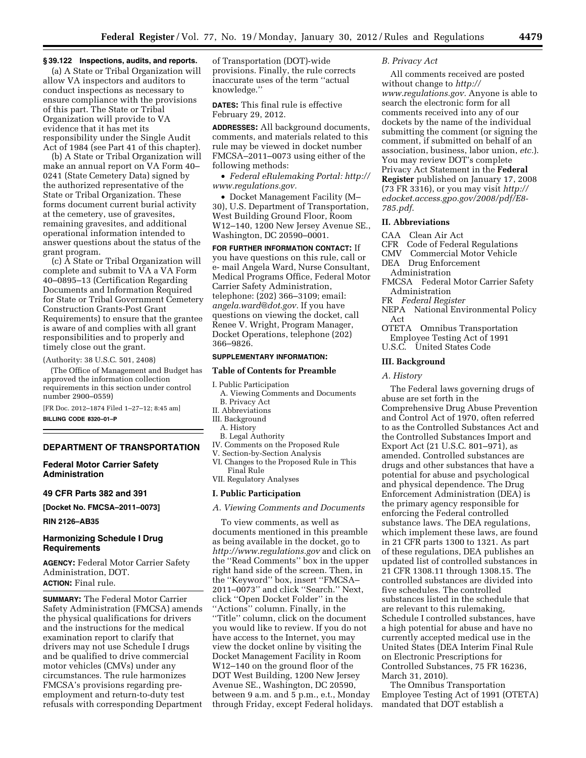### § 39.122 Inspections, audits, and reports.

(a) A State or Tribal Organization will allow VA inspectors and auditors to conduct inspections as necessary to ensure compliance with the provisions of this part. The State or Tribal Organization will provide to VA evidence that it has met its responsibility under the Single Audit Act of 1984 (see Part 41 of this chapter).

(b) A State or Tribal Organization will make an annual report on VA Form 40–0241 (State Cemetery Data) signed by the authorized representative of the State or Tribal Organization. These forms document current burial activity at the cemetery, use of gravesites, remaining gravesites, and additional operational information intended to answer questions about the status of the grant program.

(c) A State or Tribal Organization will complete and submit to VA a VA Form 40–0895–13 (Certification Regarding Documents and Information Required for State or Tribal Government Cemetery Construction Grants-Post Grant Requirements) to ensure that the grantee is aware of and complies with all grant responsibilities and to properly and timely close out the grant.

(Authority: 38 U.S.C. 501, 2408)

(The Office of Management and Budget has approved the information collection requirements in this section under control number 2900–0559)

[FR Doc. 2012–1874 Filed 1–27–12; 8:45 am]

**BILLING CODE 8320–01–P**

---

## DEPARTMENT OF TRANSPORTATION

### Federal Motor Carrier Safety Administration

### 49 CFR Parts 382 and 391

**[Docket No. FMCSA–2011–0073]**

**RIN 2126–AB35**

### Harmonizing Schedule I Drug Requirements

**AGENCY:** Federal Motor Carrier Safety Administration, DOT.

**ACTION:** Final rule.

**SUMMARY:** The Federal Motor Carrier Safety Administration (FMCSA) amends the physical qualifications for drivers and the instructions for the medical examination report to clarify that drivers may not use Schedule I drugs and be qualified to drive commercial motor vehicles (CMVs) under any circumstances. The rule harmonizes FMCSA's provisions regarding pre-employment and return-to-duty test refusals with corresponding Department of Transportation (DOT)-wide provisions. Finally, the rule corrects inaccurate uses of the term ''actual knowledge.''

**DATES:** This final rule is effective February 29, 2012.

**ADDRESSES:** All background documents, comments, and materials related to this rule may be viewed in docket number FMCSA–2011–0073 using either of the following methods:

- *Federal eRulemaking Portal: http://www.regulations.gov.*
- Docket Management Facility (M–30), U.S. Department of Transportation, West Building Ground Floor, Room W12–140, 1200 New Jersey Avenue SE., Washington, DC 20590–0001.

**FOR FURTHER INFORMATION CONTACT:** If you have questions on this rule, call or e- mail Angela Ward, Nurse Consultant, Medical Programs Office, Federal Motor Carrier Safety Administration, telephone: (202) 366–3109; email: *angela.ward@dot.gov.* If you have questions on viewing the docket, call Renee V. Wright, Program Manager, Docket Operations, telephone (202) 366–9826.

**SUPPLEMENTARY INFORMATION:**

#### Table of Contents for Preamble

I. Public Participation
  A. Viewing Comments and Documents
  B. Privacy Act
II. Abbreviations
III. Background
  A. History
  B. Legal Authority
IV. Comments on the Proposed Rule
V. Section-by-Section Analysis
VI. Changes to the Proposed Rule in This Final Rule
VII. Regulatory Analyses

#### I. Public Participation

*A. Viewing Comments and Documents*

To view comments, as well as documents mentioned in this preamble as being available in the docket, go to *http://www.regulations.gov* and click on the ''Read Comments'' box in the upper right hand side of the screen. Then, in the ''Keyword'' box, insert ''FMCSA–2011–0073'' and click ''Search.'' Next, click ''Open Docket Folder'' in the ''Actions'' column. Finally, in the ''Title'' column, click on the document you would like to review. If you do not have access to the Internet, you may view the docket online by visiting the Docket Management Facility in Room W12–140 on the ground floor of the DOT West Building, 1200 New Jersey Avenue SE., Washington, DC 20590, between 9 a.m. and 5 p.m., e.t., Monday through Friday, except Federal holidays.

*B. Privacy Act*

All comments received are posted without change to *http://www.regulations.gov.* Anyone is able to search the electronic form for all comments received into any of our dockets by the name of the individual submitting the comment (or signing the comment, if submitted on behalf of an association, business, labor union, *etc.*). You may review DOT's complete Privacy Act Statement in the **Federal Register** published on January 17, 2008 (73 FR 3316), or you may visit *http://edocket.access.gpo.gov/2008/pdf/E8-785.pdf.*

#### II. Abbreviations

CAA Clean Air Act
CFR Code of Federal Regulations
CMV Commercial Motor Vehicle
DEA Drug Enforcement Administration
FMCSA Federal Motor Carrier Safety Administration
FR *Federal Register*
NEPA National Environmental Policy Act
OTETA Omnibus Transportation Employee Testing Act of 1991
U.S.C. United States Code

#### III. Background

*A. History*

The Federal laws governing drugs of abuse are set forth in the Comprehensive Drug Abuse Prevention and Control Act of 1970, often referred to as the Controlled Substances Act and the Controlled Substances Import and Export Act (21 U.S.C. 801–971), as amended. Controlled substances are drugs and other substances that have a potential for abuse and psychological and physical dependence. The Drug Enforcement Administration (DEA) is the primary agency responsible for enforcing the Federal controlled substance laws. The DEA regulations, which implement these laws, are found in 21 CFR parts 1300 to 1321. As part of these regulations, DEA publishes an updated list of controlled substances in 21 CFR 1308.11 through 1308.15. The controlled substances are divided into five schedules. The controlled substances listed in the schedule that are relevant to this rulemaking, Schedule I controlled substances, have a high potential for abuse and have no currently accepted medical use in the United States (DEA Interim Final Rule on Electronic Prescriptions for Controlled Substances, 75 FR 16236, March 31, 2010).

The Omnibus Transportation Employee Testing Act of 1991 (OTETA) mandated that DOT establish a